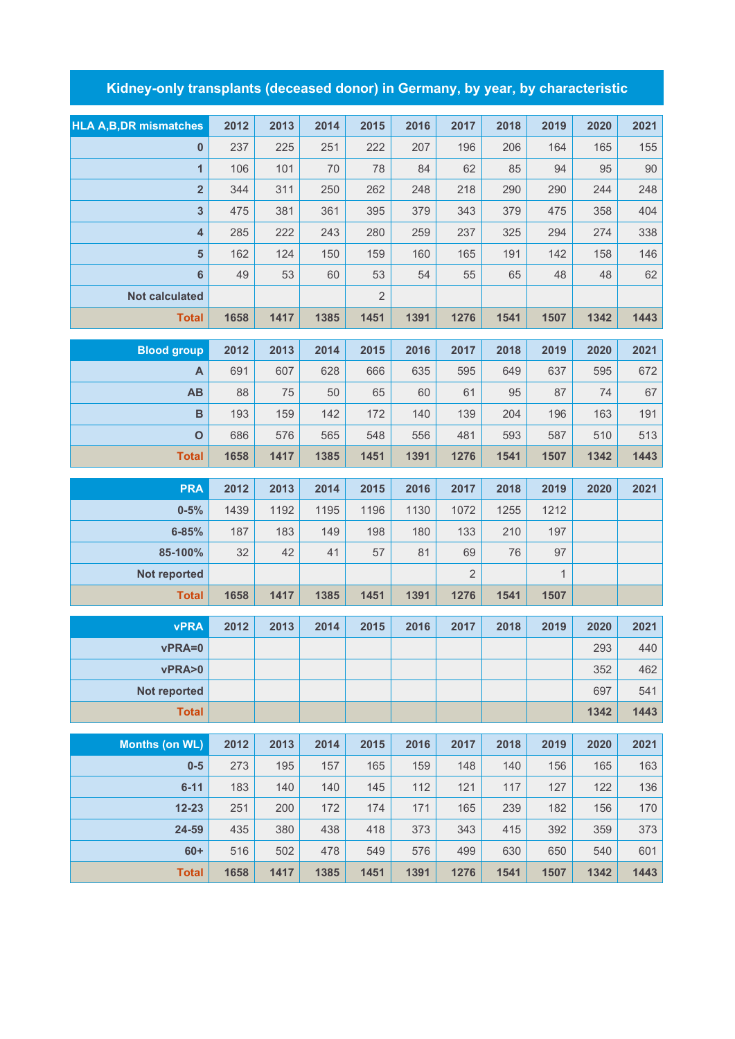# Kidney-only transplants (deceased donor) in Germany, by year, by characteristic

| HLA A,B,DR mismatches | 2012 | 2013 | 2014 | 2015 | 2016 | 2017 | 2018 | 2019 | 2020 | 2021 |
|---|---|---|---|---|---|---|---|---|---|---|
| 0 | 237 | 225 | 251 | 222 | 207 | 196 | 206 | 164 | 165 | 155 |
| 1 | 106 | 101 | 70 | 78 | 84 | 62 | 85 | 94 | 95 | 90 |
| 2 | 344 | 311 | 250 | 262 | 248 | 218 | 290 | 290 | 244 | 248 |
| 3 | 475 | 381 | 361 | 395 | 379 | 343 | 379 | 475 | 358 | 404 |
| 4 | 285 | 222 | 243 | 280 | 259 | 237 | 325 | 294 | 274 | 338 |
| 5 | 162 | 124 | 150 | 159 | 160 | 165 | 191 | 142 | 158 | 146 |
| 6 | 49 | 53 | 60 | 53 | 54 | 55 | 65 | 48 | 48 | 62 |
| Not calculated | | | | 2 | | | | | | |
| **Total** | **1658** | **1417** | **1385** | **1451** | **1391** | **1276** | **1541** | **1507** | **1342** | **1443** |

| Blood group | 2012 | 2013 | 2014 | 2015 | 2016 | 2017 | 2018 | 2019 | 2020 | 2021 |
|---|---|---|---|---|---|---|---|---|---|---|
| A | 691 | 607 | 628 | 666 | 635 | 595 | 649 | 637 | 595 | 672 |
| AB | 88 | 75 | 50 | 65 | 60 | 61 | 95 | 87 | 74 | 67 |
| B | 193 | 159 | 142 | 172 | 140 | 139 | 204 | 196 | 163 | 191 |
| O | 686 | 576 | 565 | 548 | 556 | 481 | 593 | 587 | 510 | 513 |
| **Total** | **1658** | **1417** | **1385** | **1451** | **1391** | **1276** | **1541** | **1507** | **1342** | **1443** |

| PRA | 2012 | 2013 | 2014 | 2015 | 2016 | 2017 | 2018 | 2019 | 2020 | 2021 |
|---|---|---|---|---|---|---|---|---|---|---|
| 0-5% | 1439 | 1192 | 1195 | 1196 | 1130 | 1072 | 1255 | 1212 | | |
| 6-85% | 187 | 183 | 149 | 198 | 180 | 133 | 210 | 197 | | |
| 85-100% | 32 | 42 | 41 | 57 | 81 | 69 | 76 | 97 | | |
| Not reported | | | | | | 2 | | 1 | | |
| **Total** | **1658** | **1417** | **1385** | **1451** | **1391** | **1276** | **1541** | **1507** | | |

| vPRA | 2012 | 2013 | 2014 | 2015 | 2016 | 2017 | 2018 | 2019 | 2020 | 2021 |
|---|---|---|---|---|---|---|---|---|---|---|
| vPRA=0 | | | | | | | | | 293 | 440 |
| vPRA>0 | | | | | | | | | 352 | 462 |
| Not reported | | | | | | | | | 697 | 541 |
| **Total** | | | | | | | | | **1342** | **1443** |

| Months (on WL) | 2012 | 2013 | 2014 | 2015 | 2016 | 2017 | 2018 | 2019 | 2020 | 2021 |
|---|---|---|---|---|---|---|---|---|---|---|
| 0-5 | 273 | 195 | 157 | 165 | 159 | 148 | 140 | 156 | 165 | 163 |
| 6-11 | 183 | 140 | 140 | 145 | 112 | 121 | 117 | 127 | 122 | 136 |
| 12-23 | 251 | 200 | 172 | 174 | 171 | 165 | 239 | 182 | 156 | 170 |
| 24-59 | 435 | 380 | 438 | 418 | 373 | 343 | 415 | 392 | 359 | 373 |
| 60+ | 516 | 502 | 478 | 549 | 576 | 499 | 630 | 650 | 540 | 601 |
| **Total** | **1658** | **1417** | **1385** | **1451** | **1391** | **1276** | **1541** | **1507** | **1342** | **1443** |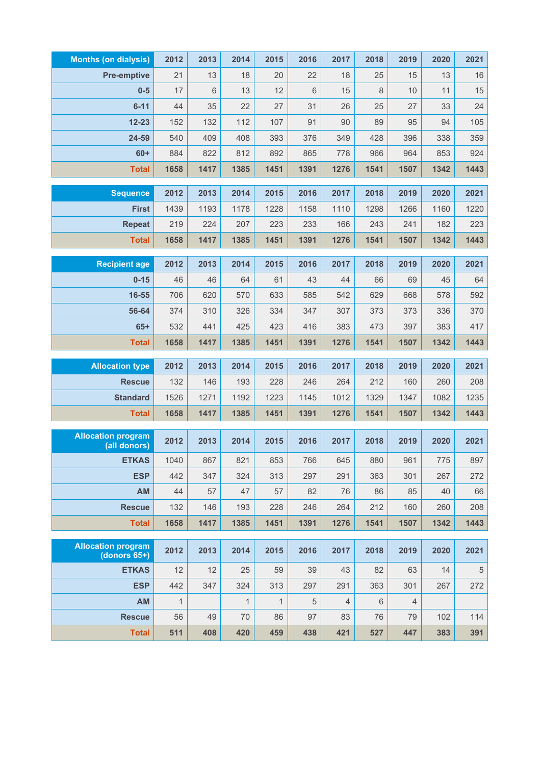| Months (on dialysis) | 2012 | 2013 | 2014 | 2015 | 2016 | 2017 | 2018 | 2019 | 2020 | 2021 |
|---|---|---|---|---|---|---|---|---|---|---|
| Pre-emptive | 21 | 13 | 18 | 20 | 22 | 18 | 25 | 15 | 13 | 16 |
| 0-5 | 17 | 6 | 13 | 12 | 6 | 15 | 8 | 10 | 11 | 15 |
| 6-11 | 44 | 35 | 22 | 27 | 31 | 26 | 25 | 27 | 33 | 24 |
| 12-23 | 152 | 132 | 112 | 107 | 91 | 90 | 89 | 95 | 94 | 105 |
| 24-59 | 540 | 409 | 408 | 393 | 376 | 349 | 428 | 396 | 338 | 359 |
| 60+ | 884 | 822 | 812 | 892 | 865 | 778 | 966 | 964 | 853 | 924 |
| **Total** | **1658** | **1417** | **1385** | **1451** | **1391** | **1276** | **1541** | **1507** | **1342** | **1443** |

| Sequence | 2012 | 2013 | 2014 | 2015 | 2016 | 2017 | 2018 | 2019 | 2020 | 2021 |
|---|---|---|---|---|---|---|---|---|---|---|
| First | 1439 | 1193 | 1178 | 1228 | 1158 | 1110 | 1298 | 1266 | 1160 | 1220 |
| Repeat | 219 | 224 | 207 | 223 | 233 | 166 | 243 | 241 | 182 | 223 |
| **Total** | **1658** | **1417** | **1385** | **1451** | **1391** | **1276** | **1541** | **1507** | **1342** | **1443** |

| Recipient age | 2012 | 2013 | 2014 | 2015 | 2016 | 2017 | 2018 | 2019 | 2020 | 2021 |
|---|---|---|---|---|---|---|---|---|---|---|
| 0-15 | 46 | 46 | 64 | 61 | 43 | 44 | 66 | 69 | 45 | 64 |
| 16-55 | 706 | 620 | 570 | 633 | 585 | 542 | 629 | 668 | 578 | 592 |
| 56-64 | 374 | 310 | 326 | 334 | 347 | 307 | 373 | 373 | 336 | 370 |
| 65+ | 532 | 441 | 425 | 423 | 416 | 383 | 473 | 397 | 383 | 417 |
| **Total** | **1658** | **1417** | **1385** | **1451** | **1391** | **1276** | **1541** | **1507** | **1342** | **1443** |

| Allocation type | 2012 | 2013 | 2014 | 2015 | 2016 | 2017 | 2018 | 2019 | 2020 | 2021 |
|---|---|---|---|---|---|---|---|---|---|---|
| Rescue | 132 | 146 | 193 | 228 | 246 | 264 | 212 | 160 | 260 | 208 |
| Standard | 1526 | 1271 | 1192 | 1223 | 1145 | 1012 | 1329 | 1347 | 1082 | 1235 |
| **Total** | **1658** | **1417** | **1385** | **1451** | **1391** | **1276** | **1541** | **1507** | **1342** | **1443** |

| Allocation program (all donors) | 2012 | 2013 | 2014 | 2015 | 2016 | 2017 | 2018 | 2019 | 2020 | 2021 |
|---|---|---|---|---|---|---|---|---|---|---|
| ETKAS | 1040 | 867 | 821 | 853 | 766 | 645 | 880 | 961 | 775 | 897 |
| ESP | 442 | 347 | 324 | 313 | 297 | 291 | 363 | 301 | 267 | 272 |
| AM | 44 | 57 | 47 | 57 | 82 | 76 | 86 | 85 | 40 | 66 |
| Rescue | 132 | 146 | 193 | 228 | 246 | 264 | 212 | 160 | 260 | 208 |
| **Total** | **1658** | **1417** | **1385** | **1451** | **1391** | **1276** | **1541** | **1507** | **1342** | **1443** |

| Allocation program (donors 65+) | 2012 | 2013 | 2014 | 2015 | 2016 | 2017 | 2018 | 2019 | 2020 | 2021 |
|---|---|---|---|---|---|---|---|---|---|---|
| ETKAS | 12 | 12 | 25 | 59 | 39 | 43 | 82 | 63 | 14 | 5 |
| ESP | 442 | 347 | 324 | 313 | 297 | 291 | 363 | 301 | 267 | 272 |
| AM | 1 | | 1 | 1 | 5 | 4 | 6 | 4 | | |
| Rescue | 56 | 49 | 70 | 86 | 97 | 83 | 76 | 79 | 102 | 114 |
| **Total** | **511** | **408** | **420** | **459** | **438** | **421** | **527** | **447** | **383** | **391** |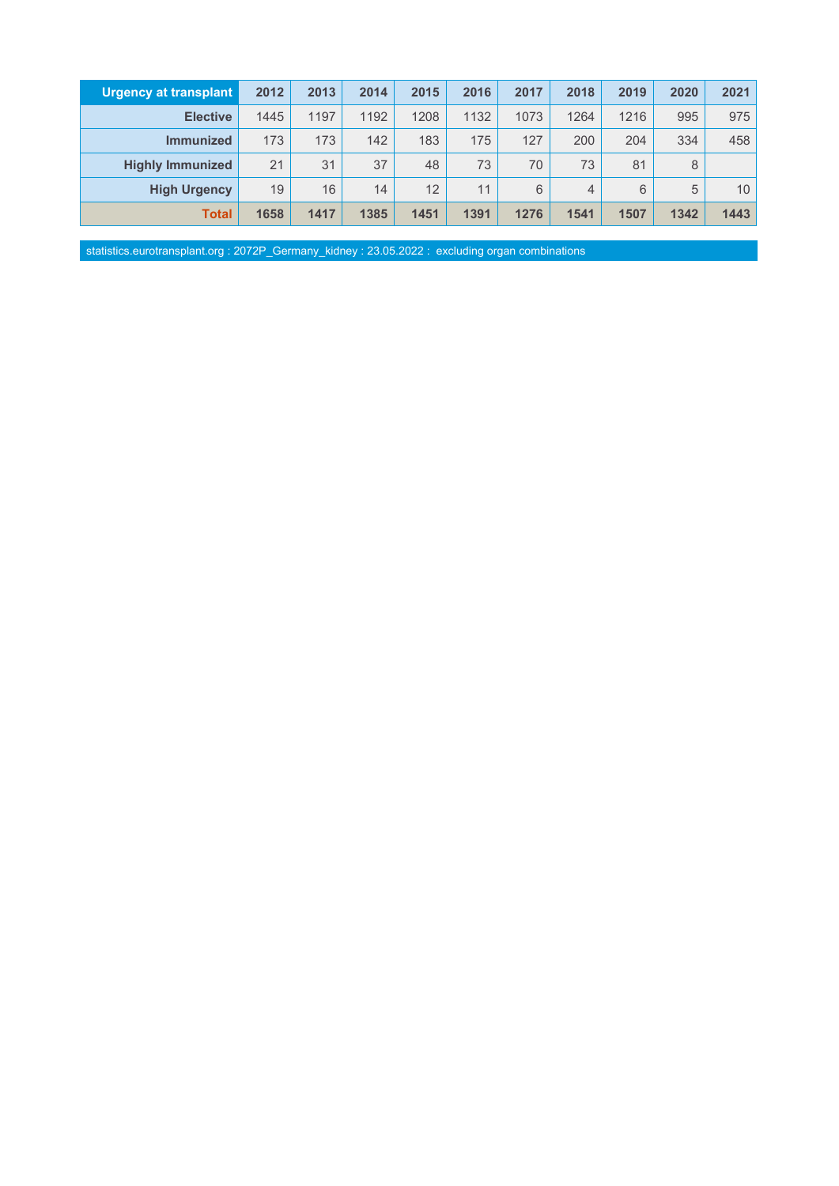| Urgency at transplant | 2012 | 2013 | 2014 | 2015 | 2016 | 2017 | 2018 | 2019 | 2020 | 2021 |
|---|---|---|---|---|---|---|---|---|---|---|
| Elective | 1445 | 1197 | 1192 | 1208 | 1132 | 1073 | 1264 | 1216 | 995 | 975 |
| Immunized | 173 | 173 | 142 | 183 | 175 | 127 | 200 | 204 | 334 | 458 |
| Highly Immunized | 21 | 31 | 37 | 48 | 73 | 70 | 73 | 81 | 8 | |
| High Urgency | 19 | 16 | 14 | 12 | 11 | 6 | 4 | 6 | 5 | 10 |
| **Total** | **1658** | **1417** | **1385** | **1451** | **1391** | **1276** | **1541** | **1507** | **1342** | **1443** |

statistics.eurotransplant.org : 2072P_Germany_kidney : 23.05.2022 : excluding organ combinations